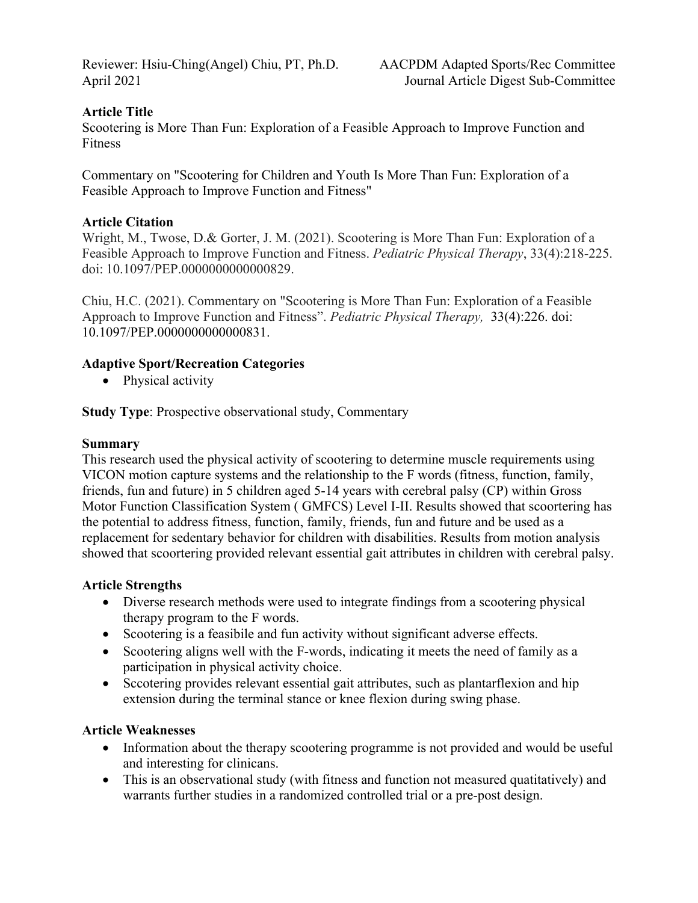Reviewer: Hsiu-Ching(Angel) Chiu, PT, Ph.D.
April 2021

AACPDM Adapted Sports/Rec Committee
Journal Article Digest Sub-Committee

**Article Title**

Scootering is More Than Fun: Exploration of a Feasible Approach to Improve Function and Fitness

Commentary on "Scootering for Children and Youth Is More Than Fun: Exploration of a Feasible Approach to Improve Function and Fitness"

**Article Citation**

Wright, M., Twose, D.& Gorter, J. M. (2021). Scootering is More Than Fun: Exploration of a Feasible Approach to Improve Function and Fitness. *Pediatric Physical Therapy*, 33(4):218-225. doi: 10.1097/PEP.0000000000000829.

Chiu, H.C. (2021). Commentary on "Scootering is More Than Fun: Exploration of a Feasible Approach to Improve Function and Fitness". *Pediatric Physical Therapy,* 33(4):226. doi: 10.1097/PEP.0000000000000831.

**Adaptive Sport/Recreation Categories**

- Physical activity

**Study Type**: Prospective observational study, Commentary

**Summary**

This research used the physical activity of scootering to determine muscle requirements using VICON motion capture systems and the relationship to the F words (fitness, function, family, friends, fun and future) in 5 children aged 5-14 years with cerebral palsy (CP) within Gross Motor Function Classification System ( GMFCS) Level I-II. Results showed that scoortering has the potential to address fitness, function, family, friends, fun and future and be used as a replacement for sedentary behavior for children with disabilities. Results from motion analysis showed that scoortering provided relevant essential gait attributes in children with cerebral palsy.

**Article Strengths**

- Diverse research methods were used to integrate findings from a scootering physical therapy program to the F words.
- Scootering is a feasibile and fun activity without significant adverse effects.
- Scootering aligns well with the F-words, indicating it meets the need of family as a participation in physical activity choice.
- Sccotering provides relevant essential gait attributes, such as plantarflexion and hip extension during the terminal stance or knee flexion during swing phase.

**Article Weaknesses**

- Information about the therapy scootering programme is not provided and would be useful and interesting for clinicans.
- This is an observational study (with fitness and function not measured quatitatively) and warrants further studies in a randomized controlled trial or a pre-post design.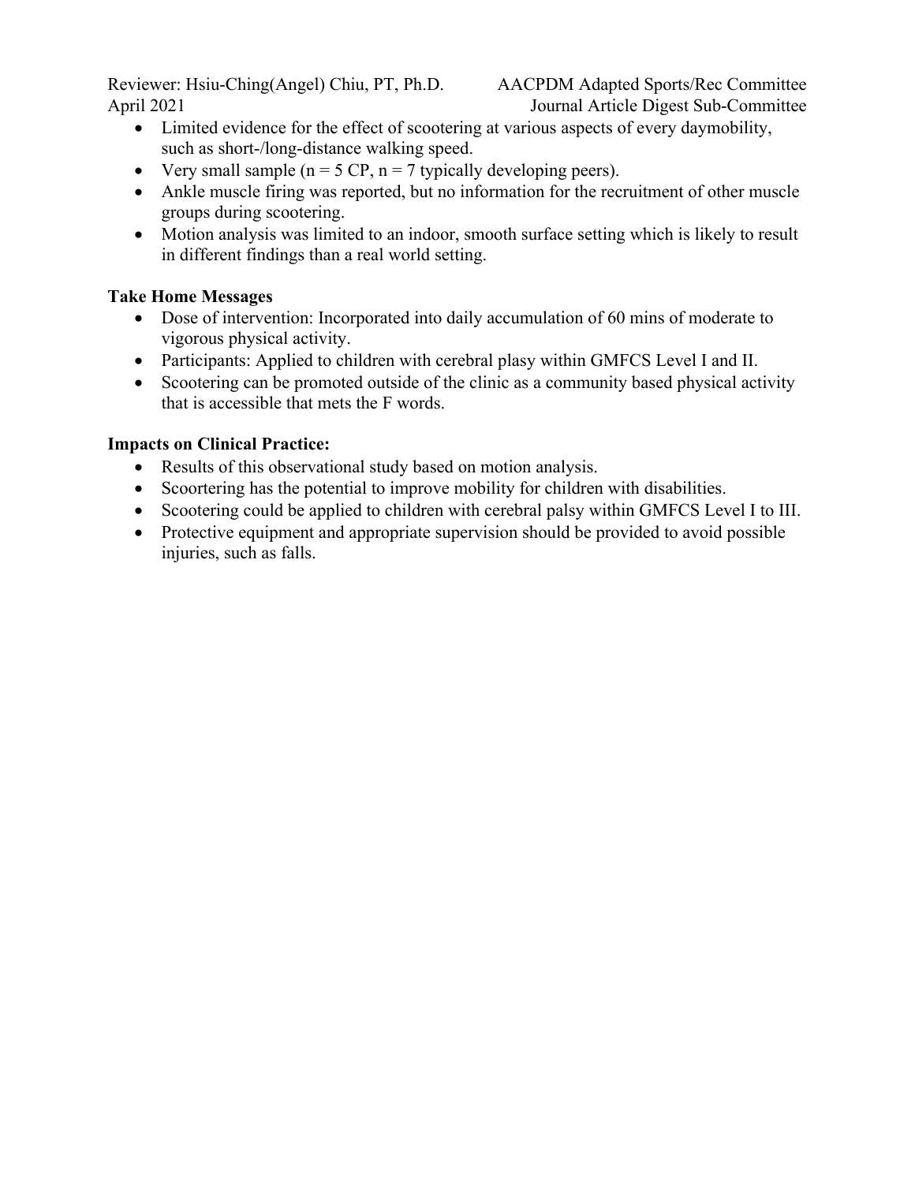- Limited evidence for the effect of scootering at various aspects of every daymobility, such as short-/long-distance walking speed.
- Very small sample (n = 5 CP, n = 7 typically developing peers).
- Ankle muscle firing was reported, but no information for the recruitment of other muscle groups during scootering.
- Motion analysis was limited to an indoor, smooth surface setting which is likely to result in different findings than a real world setting.

**Take Home Messages**

- Dose of intervention: Incorporated into daily accumulation of 60 mins of moderate to vigorous physical activity.
- Participants: Applied to children with cerebral plasy within GMFCS Level I and II.
- Scootering can be promoted outside of the clinic as a community based physical activity that is accessible that mets the F words.

**Impacts on Clinical Practice:**

- Results of this observational study based on motion analysis.
- Scoortering has the potential to improve mobility for children with disabilities.
- Scootering could be applied to children with cerebral palsy within GMFCS Level I to III.
- Protective equipment and appropriate supervision should be provided to avoid possible injuries, such as falls.